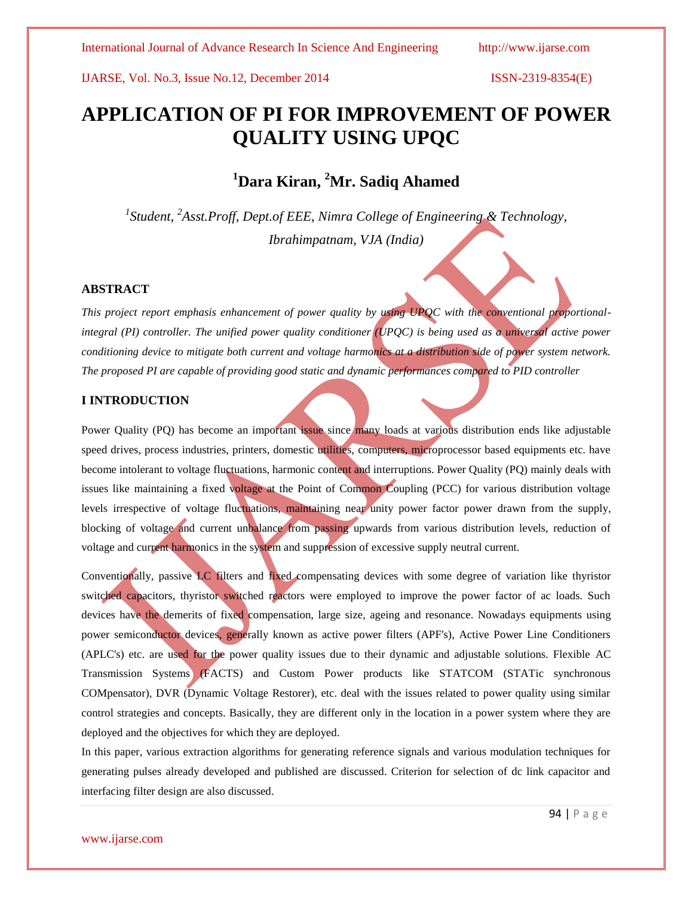# APPLICATION OF PI FOR IMPROVEMENT OF POWER QUALITY USING UPQC

## [1]Dara Kiran, [2]Mr. Sadiq Ahamed

*[1]Student, [2]Asst.Proff, Dept.of EEE, Nimra College of Engineering & Technology, Ibrahimpatnam, VJA (India)*

### ABSTRACT

*This project report emphasis enhancement of power quality by using UPQC with the conventional proportional-integral (PI) controller. The unified power quality conditioner (UPQC) is being used as a universal active power conditioning device to mitigate both current and voltage harmonics at a distribution side of power system network. The proposed PI are capable of providing good static and dynamic performances compared to PID controller*

### I INTRODUCTION

Power Quality (PQ) has become an important issue since many loads at various distribution ends like adjustable speed drives, process industries, printers, domestic utilities, computers, microprocessor based equipments etc. have become intolerant to voltage fluctuations, harmonic content and interruptions. Power Quality (PQ) mainly deals with issues like maintaining a fixed voltage at the Point of Common Coupling (PCC) for various distribution voltage levels irrespective of voltage fluctuations, maintaining near unity power factor power drawn from the supply, blocking of voltage and current unbalance from passing upwards from various distribution levels, reduction of voltage and current harmonics in the system and suppression of excessive supply neutral current.

Conventionally, passive LC filters and fixed compensating devices with some degree of variation like thyristor switched capacitors, thyristor switched reactors were employed to improve the power factor of ac loads. Such devices have the demerits of fixed compensation, large size, ageing and resonance. Nowadays equipments using power semiconductor devices, generally known as active power filters (APF's), Active Power Line Conditioners (APLC's) etc. are used for the power quality issues due to their dynamic and adjustable solutions. Flexible AC Transmission Systems (FACTS) and Custom Power products like STATCOM (STATic synchronous COMpensator), DVR (Dynamic Voltage Restorer), etc. deal with the issues related to power quality using similar control strategies and concepts. Basically, they are different only in the location in a power system where they are deployed and the objectives for which they are deployed.

In this paper, various extraction algorithms for generating reference signals and various modulation techniques for generating pulses already developed and published are discussed. Criterion for selection of dc link capacitor and interfacing filter design are also discussed.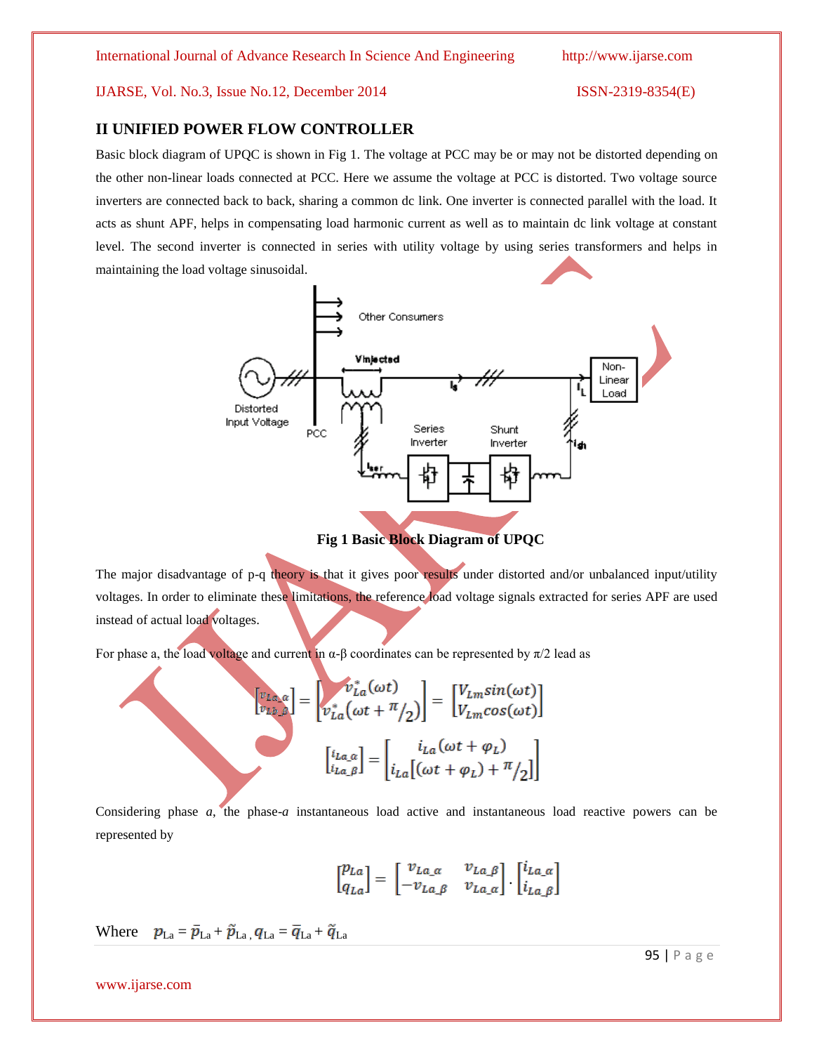## II UNIFIED POWER FLOW CONTROLLER

Basic block diagram of UPQC is shown in Fig 1. The voltage at PCC may be or may not be distorted depending on the other non-linear loads connected at PCC. Here we assume the voltage at PCC is distorted. Two voltage source inverters are connected back to back, sharing a common dc link. One inverter is connected parallel with the load. It acts as shunt APF, helps in compensating load harmonic current as well as to maintain dc link voltage at constant level. The second inverter is connected in series with utility voltage by using series transformers and helps in maintaining the load voltage sinusoidal.

**Fig 1 Basic Block Diagram of UPQC**

The major disadvantage of p-q theory is that it gives poor results under distorted and/or unbalanced input/utility voltages. In order to eliminate these limitations, the reference load voltage signals extracted for series APF are used instead of actual load voltages.

For phase a, the load voltage and current in α-β coordinates can be represented by π/2 lead as

$$\begin{bmatrix} v_{La\_\alpha} \\ v_{La\_\beta} \end{bmatrix} = \begin{bmatrix} v_{La}^{*}(\omega t) \\ v_{La}^{*}\left(\omega t + {}^{\pi}/_{2}\right) \end{bmatrix} = \begin{bmatrix} V_{Lm}\sin(\omega t) \\ V_{Lm}\cos(\omega t) \end{bmatrix}$$

$$\begin{bmatrix} i_{La\_\alpha} \\ i_{La\_\beta} \end{bmatrix} = \begin{bmatrix} i_{La}(\omega t + \varphi_L) \\ i_{La}\left[(\omega t + \varphi_L) + {}^{\pi}/_{2}\right] \end{bmatrix}$$

Considering phase *a*, the phase-*a* instantaneous load active and instantaneous load reactive powers can be represented by

$$\begin{bmatrix} p_{La} \\ q_{La} \end{bmatrix} = \begin{bmatrix} v_{La\_\alpha} & v_{La\_\beta} \\ -v_{La\_\beta} & v_{La\_\alpha} \end{bmatrix} \cdot \begin{bmatrix} i_{La\_\alpha} \\ i_{La\_\beta} \end{bmatrix}$$

Where $p_{La} = \bar{p}_{La} + \tilde{p}_{La}$, $q_{La} = \bar{q}_{La} + \tilde{q}_{La}$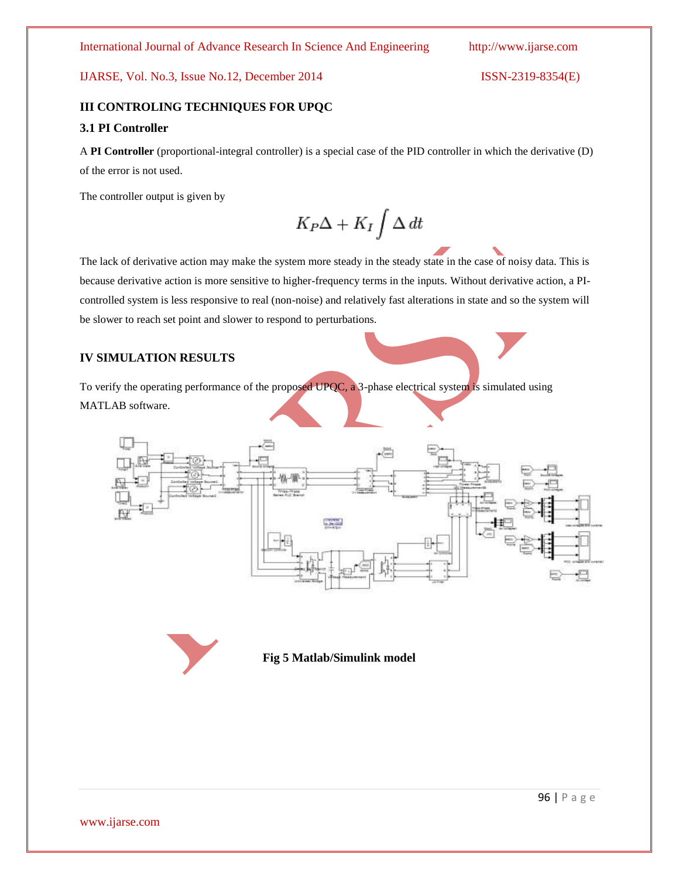## III CONTROLING TECHNIQUES FOR UPQC

### 3.1 PI Controller

A **PI Controller** (proportional-integral controller) is a special case of the PID controller in which the derivative (D) of the error is not used.

The controller output is given by

$$K_P\Delta + K_I \int \Delta \, dt$$

The lack of derivative action may make the system more steady in the steady state in the case of noisy data. This is because derivative action is more sensitive to higher-frequency terms in the inputs. Without derivative action, a PI-controlled system is less responsive to real (non-noise) and relatively fast alterations in state and so the system will be slower to reach set point and slower to respond to perturbations.

## IV SIMULATION RESULTS

To verify the operating performance of the proposed UPQC, a 3-phase electrical system is simulated using MATLAB software.

**Fig 5 Matlab/Simulink model**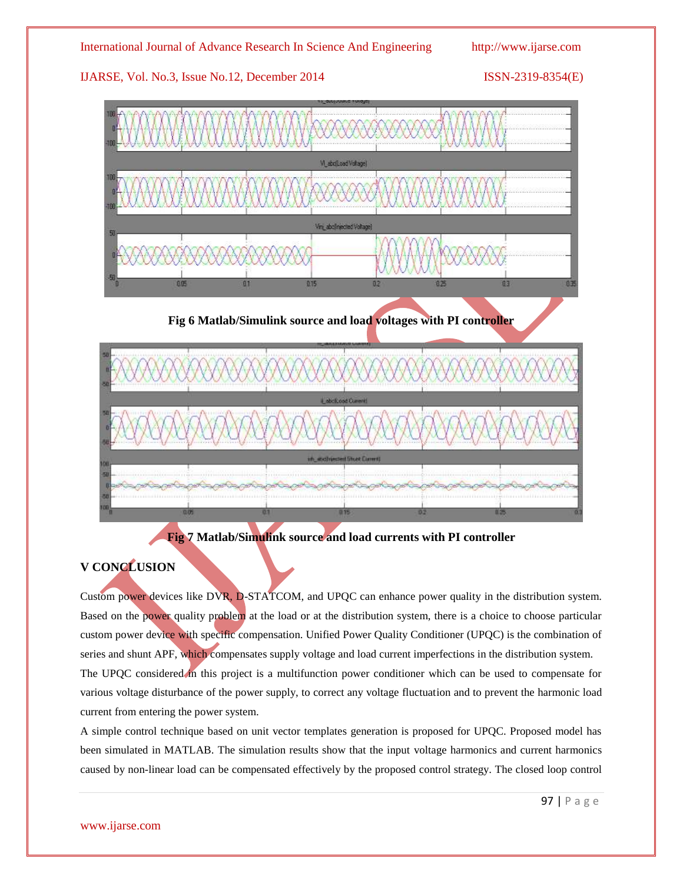Fig 6 Matlab/Simulink source and load voltages with PI controller

Fig 7 Matlab/Simulink source and load currents with PI controller

## V CONCLUSION

Custom power devices like DVR, D-STATCOM, and UPQC can enhance power quality in the distribution system. Based on the power quality problem at the load or at the distribution system, there is a choice to choose particular custom power device with specific compensation. Unified Power Quality Conditioner (UPQC) is the combination of series and shunt APF, which compensates supply voltage and load current imperfections in the distribution system.

The UPQC considered in this project is a multifunction power conditioner which can be used to compensate for various voltage disturbance of the power supply, to correct any voltage fluctuation and to prevent the harmonic load current from entering the power system.

A simple control technique based on unit vector templates generation is proposed for UPQC. Proposed model has been simulated in MATLAB. The simulation results show that the input voltage harmonics and current harmonics caused by non-linear load can be compensated effectively by the proposed control strategy. The closed loop control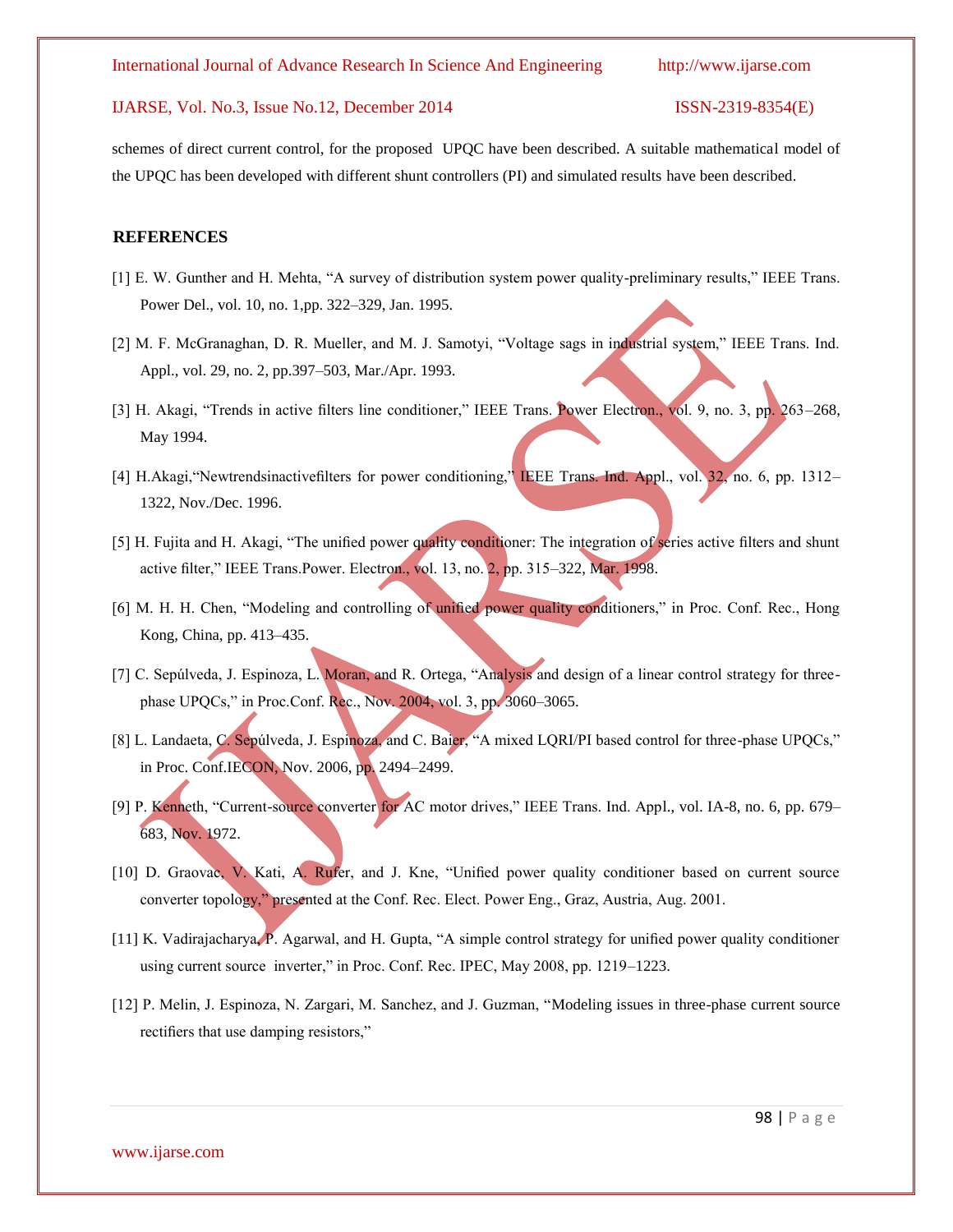schemes of direct current control, for the proposed UPQC have been described. A suitable mathematical model of the UPQC has been developed with different shunt controllers (PI) and simulated results have been described.

## REFERENCES

[1] E. W. Gunther and H. Mehta, "A survey of distribution system power quality-preliminary results," IEEE Trans. Power Del., vol. 10, no. 1,pp. 322–329, Jan. 1995.

[2] M. F. McGranaghan, D. R. Mueller, and M. J. Samotyi, "Voltage sags in industrial system," IEEE Trans. Ind. Appl., vol. 29, no. 2, pp.397–503, Mar./Apr. 1993.

[3] H. Akagi, "Trends in active filters line conditioner," IEEE Trans. Power Electron., vol. 9, no. 3, pp. 263–268, May 1994.

[4] H.Akagi,"Newtrendsinactivefilters for power conditioning," IEEE Trans. Ind. Appl., vol. 32, no. 6, pp. 1312–1322, Nov./Dec. 1996.

[5] H. Fujita and H. Akagi, "The unified power quality conditioner: The integration of series active filters and shunt active filter," IEEE Trans.Power. Electron., vol. 13, no. 2, pp. 315–322, Mar. 1998.

[6] M. H. H. Chen, "Modeling and controlling of unified power quality conditioners," in Proc. Conf. Rec., Hong Kong, China, pp. 413–435.

[7] C. Sepúlveda, J. Espinoza, L. Moran, and R. Ortega, "Analysis and design of a linear control strategy for three-phase UPQCs," in Proc.Conf. Rec., Nov. 2004, vol. 3, pp. 3060–3065.

[8] L. Landaeta, C. Sepúlveda, J. Espinoza, and C. Baier, "A mixed LQRI/PI based control for three-phase UPQCs," in Proc. Conf.IECON, Nov. 2006, pp. 2494–2499.

[9] P. Kenneth, "Current-source converter for AC motor drives," IEEE Trans. Ind. Appl., vol. IA-8, no. 6, pp. 679–683, Nov. 1972.

[10] D. Graovac, V. Kati, A. Rufer, and J. Kne, "Unified power quality conditioner based on current source converter topology," presented at the Conf. Rec. Elect. Power Eng., Graz, Austria, Aug. 2001.

[11] K. Vadirajacharya, P. Agarwal, and H. Gupta, "A simple control strategy for unified power quality conditioner using current source inverter," in Proc. Conf. Rec. IPEC, May 2008, pp. 1219–1223.

[12] P. Melin, J. Espinoza, N. Zargari, M. Sanchez, and J. Guzman, "Modeling issues in three-phase current source rectifiers that use damping resistors,"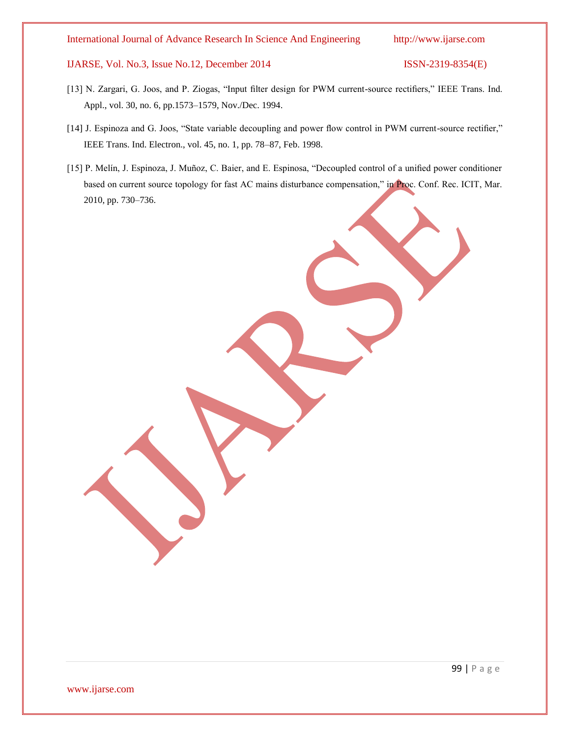[13] N. Zargari, G. Joos, and P. Ziogas, "Input filter design for PWM current-source rectifiers," IEEE Trans. Ind. Appl., vol. 30, no. 6, pp.1573–1579, Nov./Dec. 1994.

[14] J. Espinoza and G. Joos, "State variable decoupling and power flow control in PWM current-source rectifier," IEEE Trans. Ind. Electron., vol. 45, no. 1, pp. 78–87, Feb. 1998.

[15] P. Melín, J. Espinoza, J. Muñoz, C. Baier, and E. Espinosa, "Decoupled control of a unified power conditioner based on current source topology for fast AC mains disturbance compensation," in Proc. Conf. Rec. ICIT, Mar. 2010, pp. 730–736.